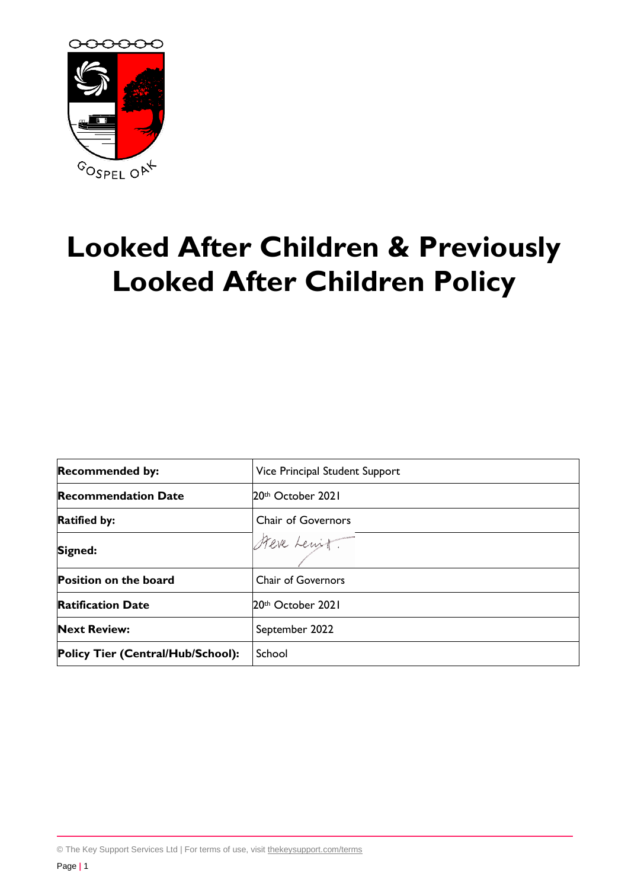# Looked After Children & Previously Looked After Children Policy

| | |
|---|---|
| **Recommended by:** | Vice Principal Student Support |
| **Recommendation Date** | 20th October 2021 |
| **Ratified by:** | Chair of Governors |
| **Signed:** | Steve Lewis |
| **Position on the board** | Chair of Governors |
| **Ratification Date** | 20th October 2021 |
| **Next Review:** | September 2022 |
| **Policy Tier (Central/Hub/School):** | School |

© The Key Support Services Ltd | For terms of use, visit thekeysupport.com/terms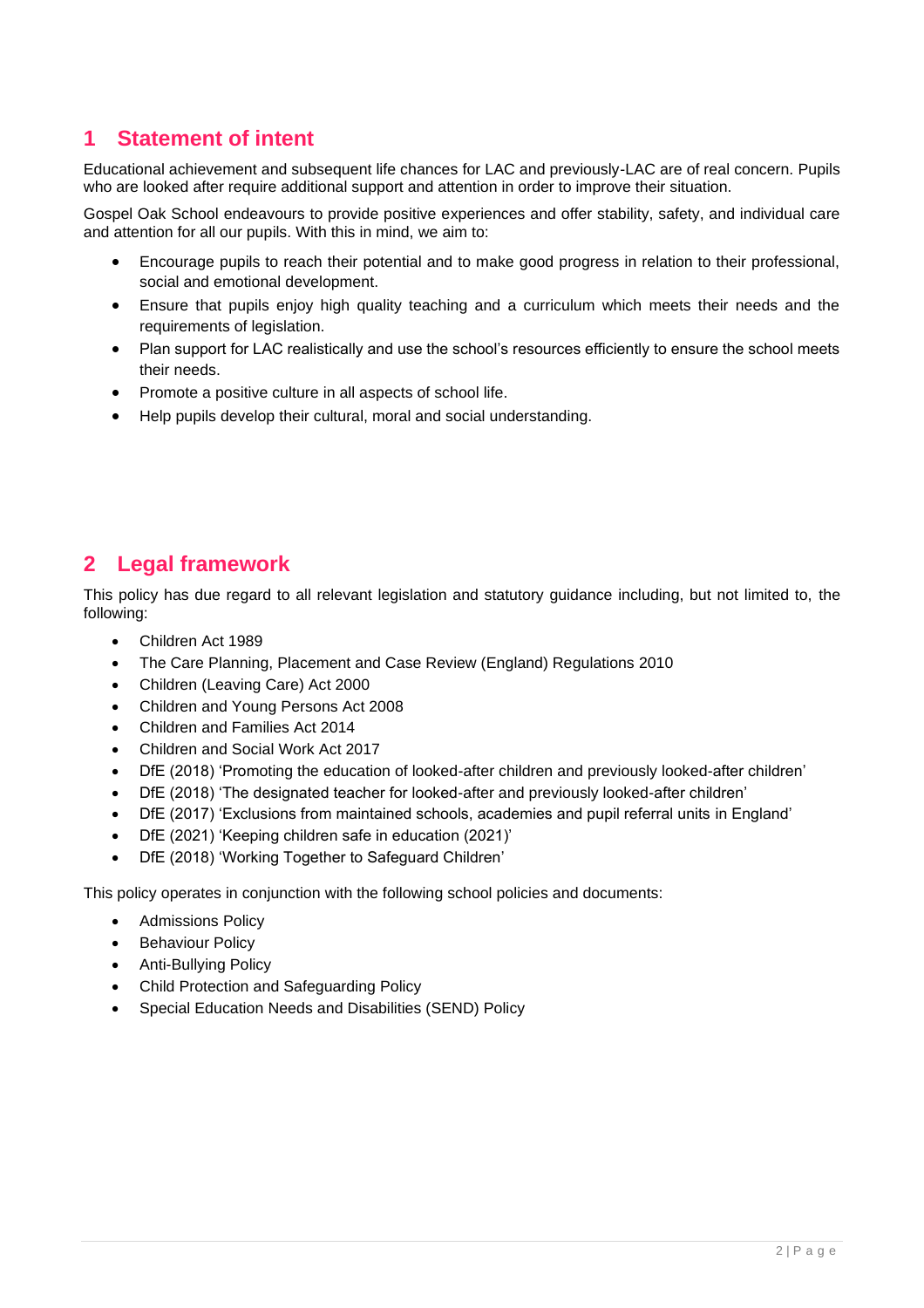## 1 Statement of intent

Educational achievement and subsequent life chances for LAC and previously-LAC are of real concern. Pupils who are looked after require additional support and attention in order to improve their situation.

Gospel Oak School endeavours to provide positive experiences and offer stability, safety, and individual care and attention for all our pupils. With this in mind, we aim to:

- Encourage pupils to reach their potential and to make good progress in relation to their professional, social and emotional development.
- Ensure that pupils enjoy high quality teaching and a curriculum which meets their needs and the requirements of legislation.
- Plan support for LAC realistically and use the school's resources efficiently to ensure the school meets their needs.
- Promote a positive culture in all aspects of school life.
- Help pupils develop their cultural, moral and social understanding.

## 2 Legal framework

This policy has due regard to all relevant legislation and statutory guidance including, but not limited to, the following:

- Children Act 1989
- The Care Planning, Placement and Case Review (England) Regulations 2010
- Children (Leaving Care) Act 2000
- Children and Young Persons Act 2008
- Children and Families Act 2014
- Children and Social Work Act 2017
- DfE (2018) 'Promoting the education of looked-after children and previously looked-after children'
- DfE (2018) 'The designated teacher for looked-after and previously looked-after children'
- DfE (2017) 'Exclusions from maintained schools, academies and pupil referral units in England'
- DfE (2021) 'Keeping children safe in education (2021)'
- DfE (2018) 'Working Together to Safeguard Children'

This policy operates in conjunction with the following school policies and documents:

- Admissions Policy
- Behaviour Policy
- Anti-Bullying Policy
- Child Protection and Safeguarding Policy
- Special Education Needs and Disabilities (SEND) Policy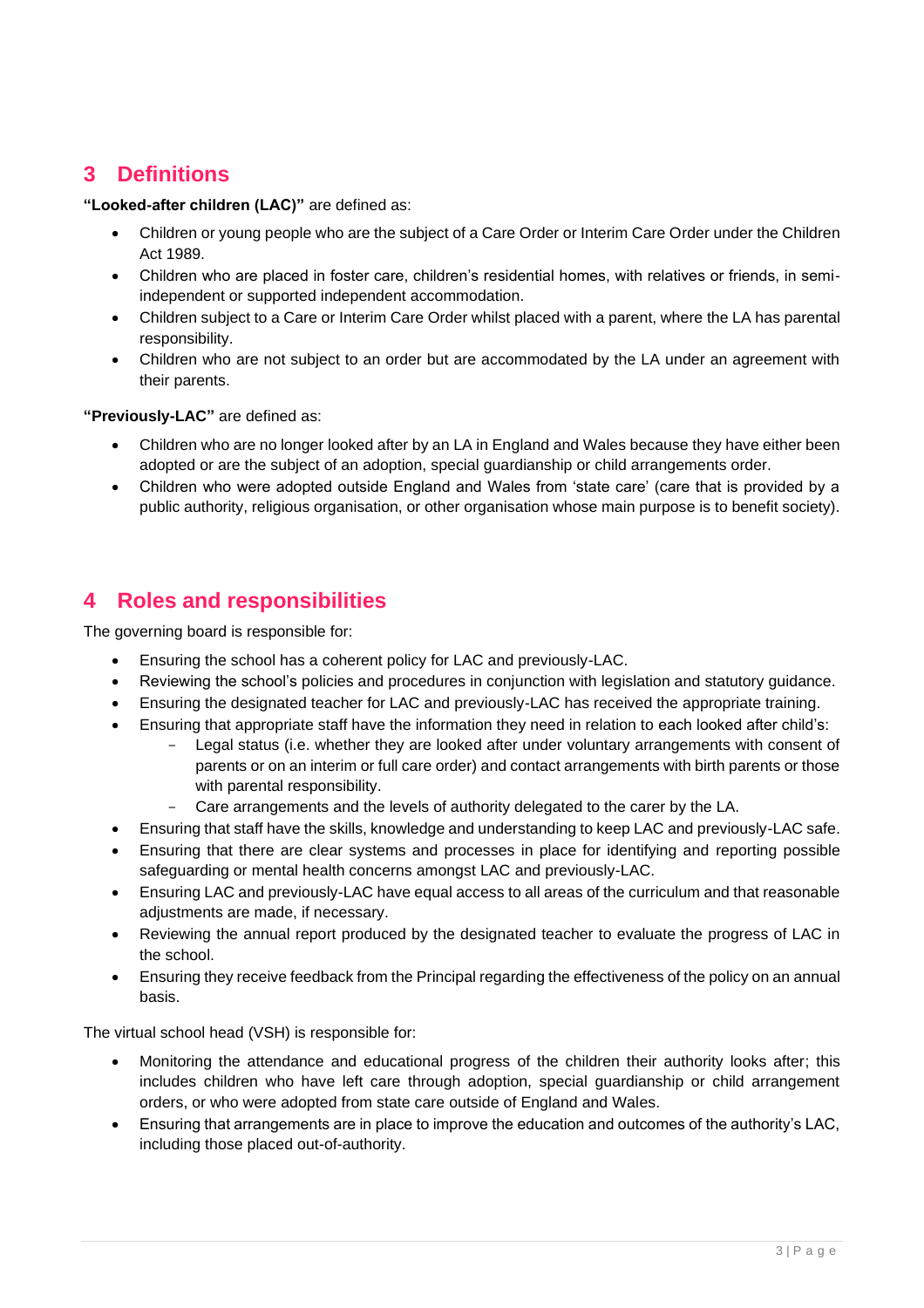## 3 Definitions

**"Looked-after children (LAC)"** are defined as:

- Children or young people who are the subject of a Care Order or Interim Care Order under the Children Act 1989.
- Children who are placed in foster care, children's residential homes, with relatives or friends, in semi-independent or supported independent accommodation.
- Children subject to a Care or Interim Care Order whilst placed with a parent, where the LA has parental responsibility.
- Children who are not subject to an order but are accommodated by the LA under an agreement with their parents.

**"Previously-LAC"** are defined as:

- Children who are no longer looked after by an LA in England and Wales because they have either been adopted or are the subject of an adoption, special guardianship or child arrangements order.
- Children who were adopted outside England and Wales from 'state care' (care that is provided by a public authority, religious organisation, or other organisation whose main purpose is to benefit society).

## 4 Roles and responsibilities

The governing board is responsible for:

- Ensuring the school has a coherent policy for LAC and previously-LAC.
- Reviewing the school's policies and procedures in conjunction with legislation and statutory guidance.
- Ensuring the designated teacher for LAC and previously-LAC has received the appropriate training.
- Ensuring that appropriate staff have the information they need in relation to each looked after child's:
  - Legal status (i.e. whether they are looked after under voluntary arrangements with consent of parents or on an interim or full care order) and contact arrangements with birth parents or those with parental responsibility.
  - Care arrangements and the levels of authority delegated to the carer by the LA.
- Ensuring that staff have the skills, knowledge and understanding to keep LAC and previously-LAC safe.
- Ensuring that there are clear systems and processes in place for identifying and reporting possible safeguarding or mental health concerns amongst LAC and previously-LAC.
- Ensuring LAC and previously-LAC have equal access to all areas of the curriculum and that reasonable adjustments are made, if necessary.
- Reviewing the annual report produced by the designated teacher to evaluate the progress of LAC in the school.
- Ensuring they receive feedback from the Principal regarding the effectiveness of the policy on an annual basis.

The virtual school head (VSH) is responsible for:

- Monitoring the attendance and educational progress of the children their authority looks after; this includes children who have left care through adoption, special guardianship or child arrangement orders, or who were adopted from state care outside of England and Wales.
- Ensuring that arrangements are in place to improve the education and outcomes of the authority's LAC, including those placed out-of-authority.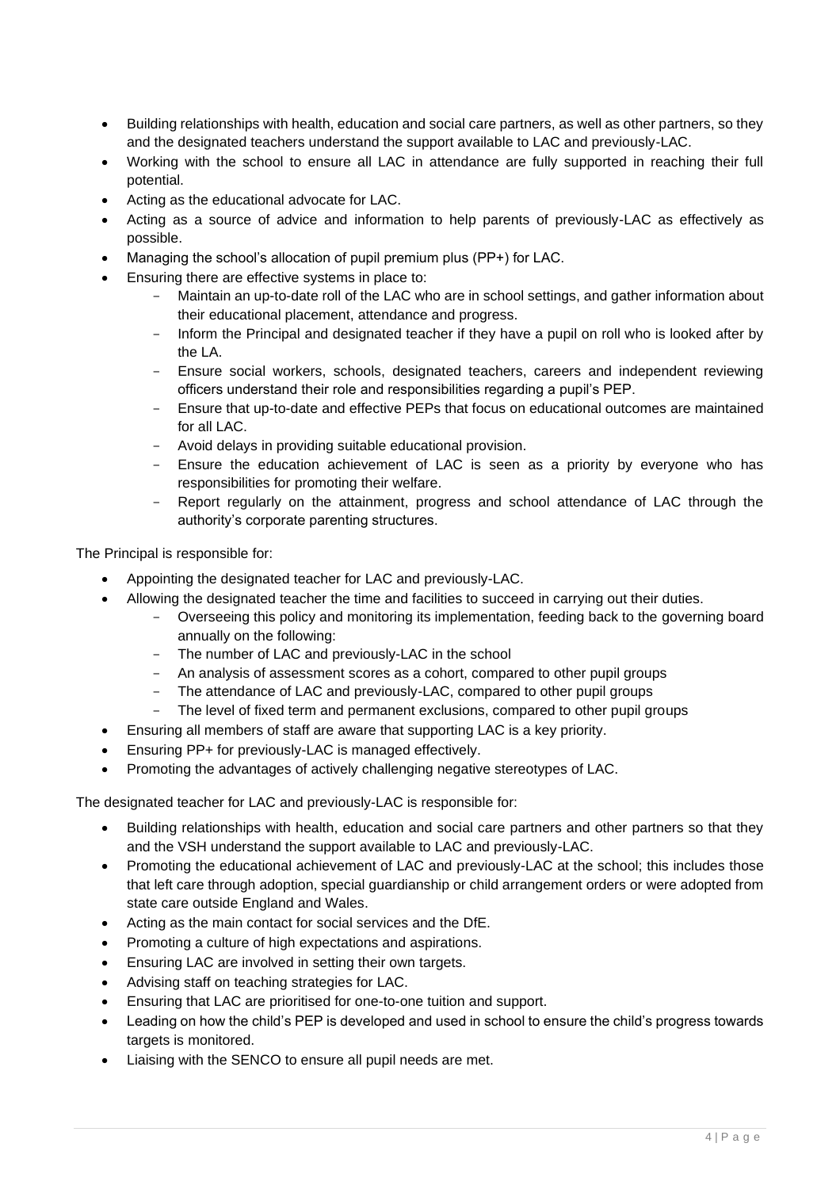- Building relationships with health, education and social care partners, as well as other partners, so they and the designated teachers understand the support available to LAC and previously-LAC.
- Working with the school to ensure all LAC in attendance are fully supported in reaching their full potential.
- Acting as the educational advocate for LAC.
- Acting as a source of advice and information to help parents of previously-LAC as effectively as possible.
- Managing the school's allocation of pupil premium plus (PP+) for LAC.
- Ensuring there are effective systems in place to:
    - Maintain an up-to-date roll of the LAC who are in school settings, and gather information about their educational placement, attendance and progress.
    - Inform the Principal and designated teacher if they have a pupil on roll who is looked after by the LA.
    - Ensure social workers, schools, designated teachers, careers and independent reviewing officers understand their role and responsibilities regarding a pupil's PEP.
    - Ensure that up-to-date and effective PEPs that focus on educational outcomes are maintained for all LAC.
    - Avoid delays in providing suitable educational provision.
    - Ensure the education achievement of LAC is seen as a priority by everyone who has responsibilities for promoting their welfare.
    - Report regularly on the attainment, progress and school attendance of LAC through the authority's corporate parenting structures.

The Principal is responsible for:

- Appointing the designated teacher for LAC and previously-LAC.
- Allowing the designated teacher the time and facilities to succeed in carrying out their duties.
    - Overseeing this policy and monitoring its implementation, feeding back to the governing board annually on the following:
    - The number of LAC and previously-LAC in the school
    - An analysis of assessment scores as a cohort, compared to other pupil groups
    - The attendance of LAC and previously-LAC, compared to other pupil groups
    - The level of fixed term and permanent exclusions, compared to other pupil groups
- Ensuring all members of staff are aware that supporting LAC is a key priority.
- Ensuring PP+ for previously-LAC is managed effectively.
- Promoting the advantages of actively challenging negative stereotypes of LAC.

The designated teacher for LAC and previously-LAC is responsible for:

- Building relationships with health, education and social care partners and other partners so that they and the VSH understand the support available to LAC and previously-LAC.
- Promoting the educational achievement of LAC and previously-LAC at the school; this includes those that left care through adoption, special guardianship or child arrangement orders or were adopted from state care outside England and Wales.
- Acting as the main contact for social services and the DfE.
- Promoting a culture of high expectations and aspirations.
- Ensuring LAC are involved in setting their own targets.
- Advising staff on teaching strategies for LAC.
- Ensuring that LAC are prioritised for one-to-one tuition and support.
- Leading on how the child's PEP is developed and used in school to ensure the child's progress towards targets is monitored.
- Liaising with the SENCO to ensure all pupil needs are met.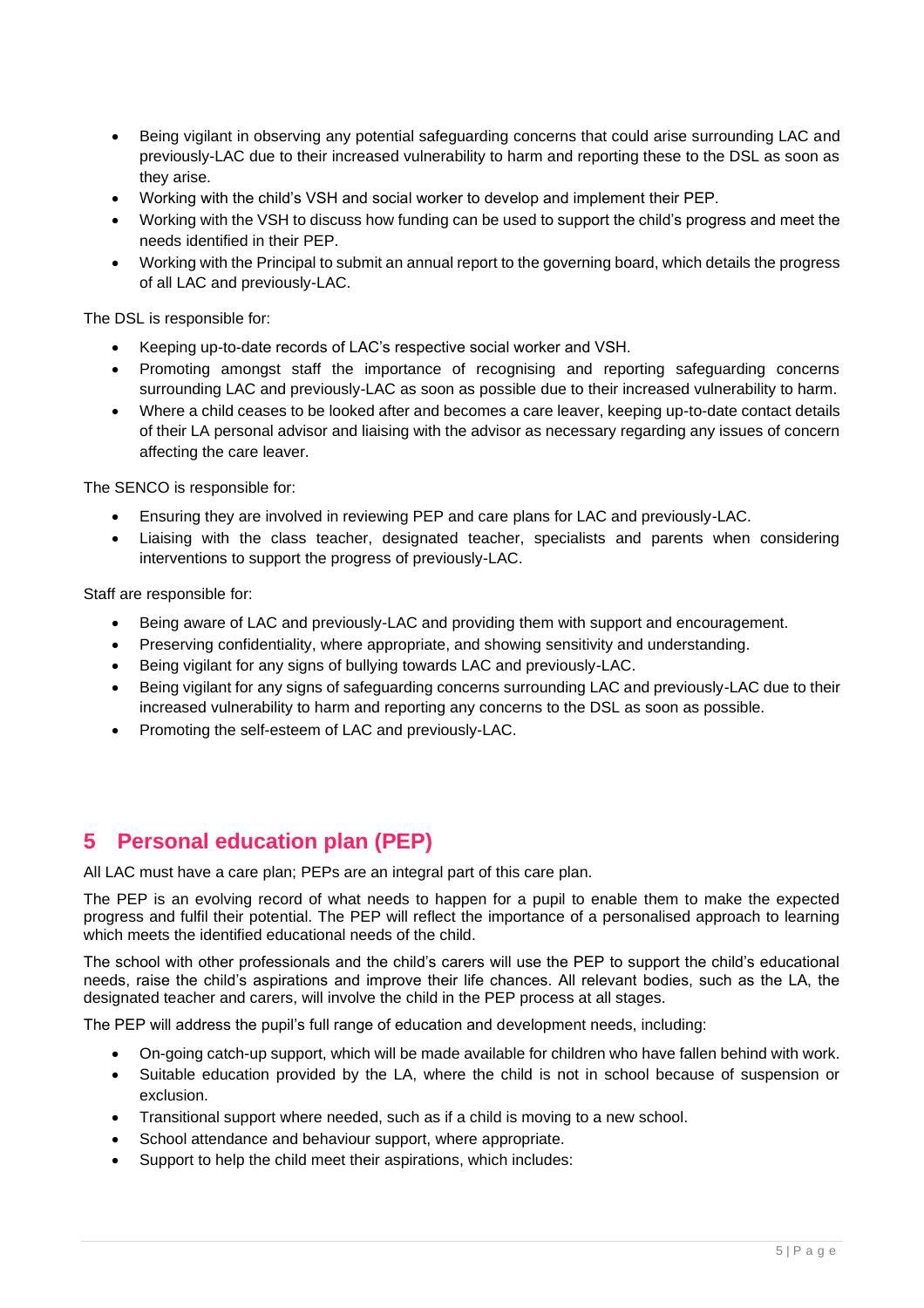- Being vigilant in observing any potential safeguarding concerns that could arise surrounding LAC and previously-LAC due to their increased vulnerability to harm and reporting these to the DSL as soon as they arise.
- Working with the child's VSH and social worker to develop and implement their PEP.
- Working with the VSH to discuss how funding can be used to support the child's progress and meet the needs identified in their PEP.
- Working with the Principal to submit an annual report to the governing board, which details the progress of all LAC and previously-LAC.

The DSL is responsible for:

- Keeping up-to-date records of LAC's respective social worker and VSH.
- Promoting amongst staff the importance of recognising and reporting safeguarding concerns surrounding LAC and previously-LAC as soon as possible due to their increased vulnerability to harm.
- Where a child ceases to be looked after and becomes a care leaver, keeping up-to-date contact details of their LA personal advisor and liaising with the advisor as necessary regarding any issues of concern affecting the care leaver.

The SENCO is responsible for:

- Ensuring they are involved in reviewing PEP and care plans for LAC and previously-LAC.
- Liaising with the class teacher, designated teacher, specialists and parents when considering interventions to support the progress of previously-LAC.

Staff are responsible for:

- Being aware of LAC and previously-LAC and providing them with support and encouragement.
- Preserving confidentiality, where appropriate, and showing sensitivity and understanding.
- Being vigilant for any signs of bullying towards LAC and previously-LAC.
- Being vigilant for any signs of safeguarding concerns surrounding LAC and previously-LAC due to their increased vulnerability to harm and reporting any concerns to the DSL as soon as possible.
- Promoting the self-esteem of LAC and previously-LAC.

## 5 Personal education plan (PEP)

All LAC must have a care plan; PEPs are an integral part of this care plan.

The PEP is an evolving record of what needs to happen for a pupil to enable them to make the expected progress and fulfil their potential. The PEP will reflect the importance of a personalised approach to learning which meets the identified educational needs of the child.

The school with other professionals and the child's carers will use the PEP to support the child's educational needs, raise the child's aspirations and improve their life chances. All relevant bodies, such as the LA, the designated teacher and carers, will involve the child in the PEP process at all stages.

The PEP will address the pupil's full range of education and development needs, including:

- On-going catch-up support, which will be made available for children who have fallen behind with work.
- Suitable education provided by the LA, where the child is not in school because of suspension or exclusion.
- Transitional support where needed, such as if a child is moving to a new school.
- School attendance and behaviour support, where appropriate.
- Support to help the child meet their aspirations, which includes: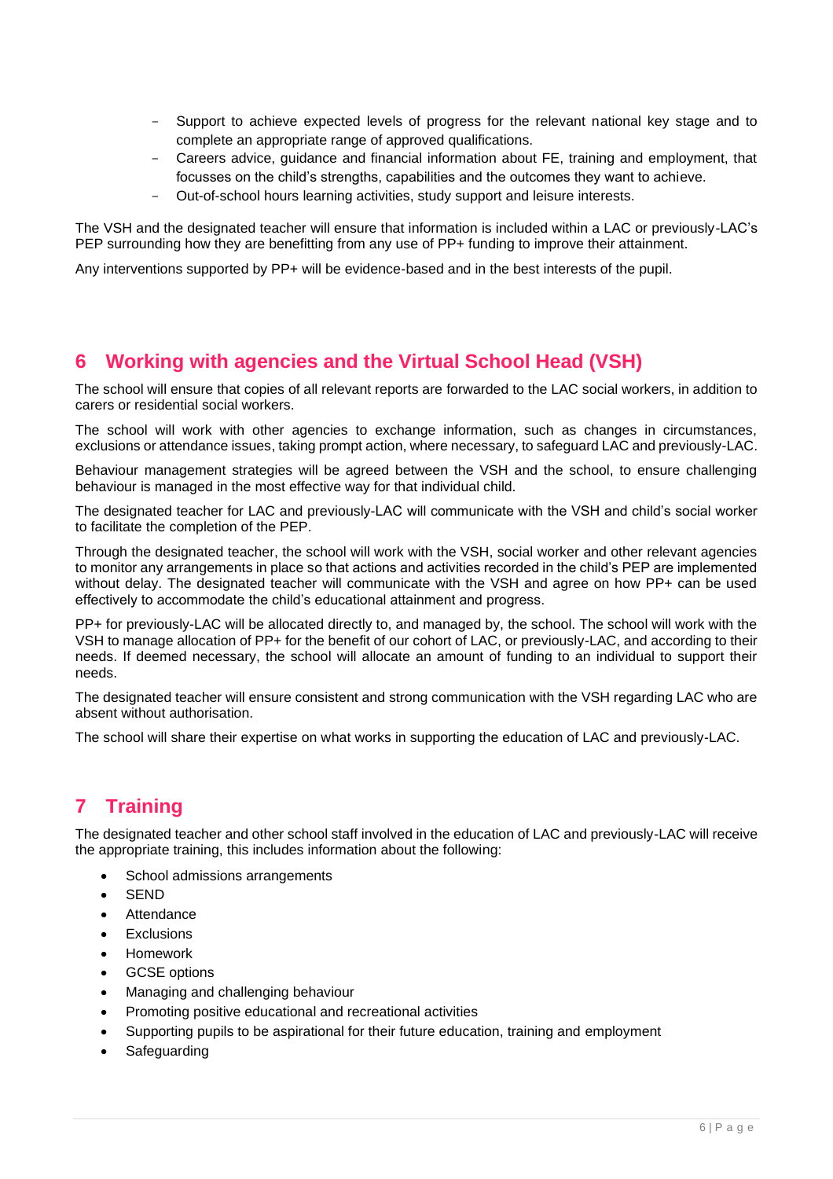- Support to achieve expected levels of progress for the relevant national key stage and to complete an appropriate range of approved qualifications.
- Careers advice, guidance and financial information about FE, training and employment, that focusses on the child's strengths, capabilities and the outcomes they want to achieve.
- Out-of-school hours learning activities, study support and leisure interests.

The VSH and the designated teacher will ensure that information is included within a LAC or previously-LAC's PEP surrounding how they are benefitting from any use of PP+ funding to improve their attainment.

Any interventions supported by PP+ will be evidence-based and in the best interests of the pupil.

## 6 Working with agencies and the Virtual School Head (VSH)

The school will ensure that copies of all relevant reports are forwarded to the LAC social workers, in addition to carers or residential social workers.

The school will work with other agencies to exchange information, such as changes in circumstances, exclusions or attendance issues, taking prompt action, where necessary, to safeguard LAC and previously-LAC.

Behaviour management strategies will be agreed between the VSH and the school, to ensure challenging behaviour is managed in the most effective way for that individual child.

The designated teacher for LAC and previously-LAC will communicate with the VSH and child's social worker to facilitate the completion of the PEP.

Through the designated teacher, the school will work with the VSH, social worker and other relevant agencies to monitor any arrangements in place so that actions and activities recorded in the child's PEP are implemented without delay. The designated teacher will communicate with the VSH and agree on how PP+ can be used effectively to accommodate the child's educational attainment and progress.

PP+ for previously-LAC will be allocated directly to, and managed by, the school. The school will work with the VSH to manage allocation of PP+ for the benefit of our cohort of LAC, or previously-LAC, and according to their needs. If deemed necessary, the school will allocate an amount of funding to an individual to support their needs.

The designated teacher will ensure consistent and strong communication with the VSH regarding LAC who are absent without authorisation.

The school will share their expertise on what works in supporting the education of LAC and previously-LAC.

## 7 Training

The designated teacher and other school staff involved in the education of LAC and previously-LAC will receive the appropriate training, this includes information about the following:

- School admissions arrangements
- SEND
- Attendance
- Exclusions
- Homework
- GCSE options
- Managing and challenging behaviour
- Promoting positive educational and recreational activities
- Supporting pupils to be aspirational for their future education, training and employment
- Safeguarding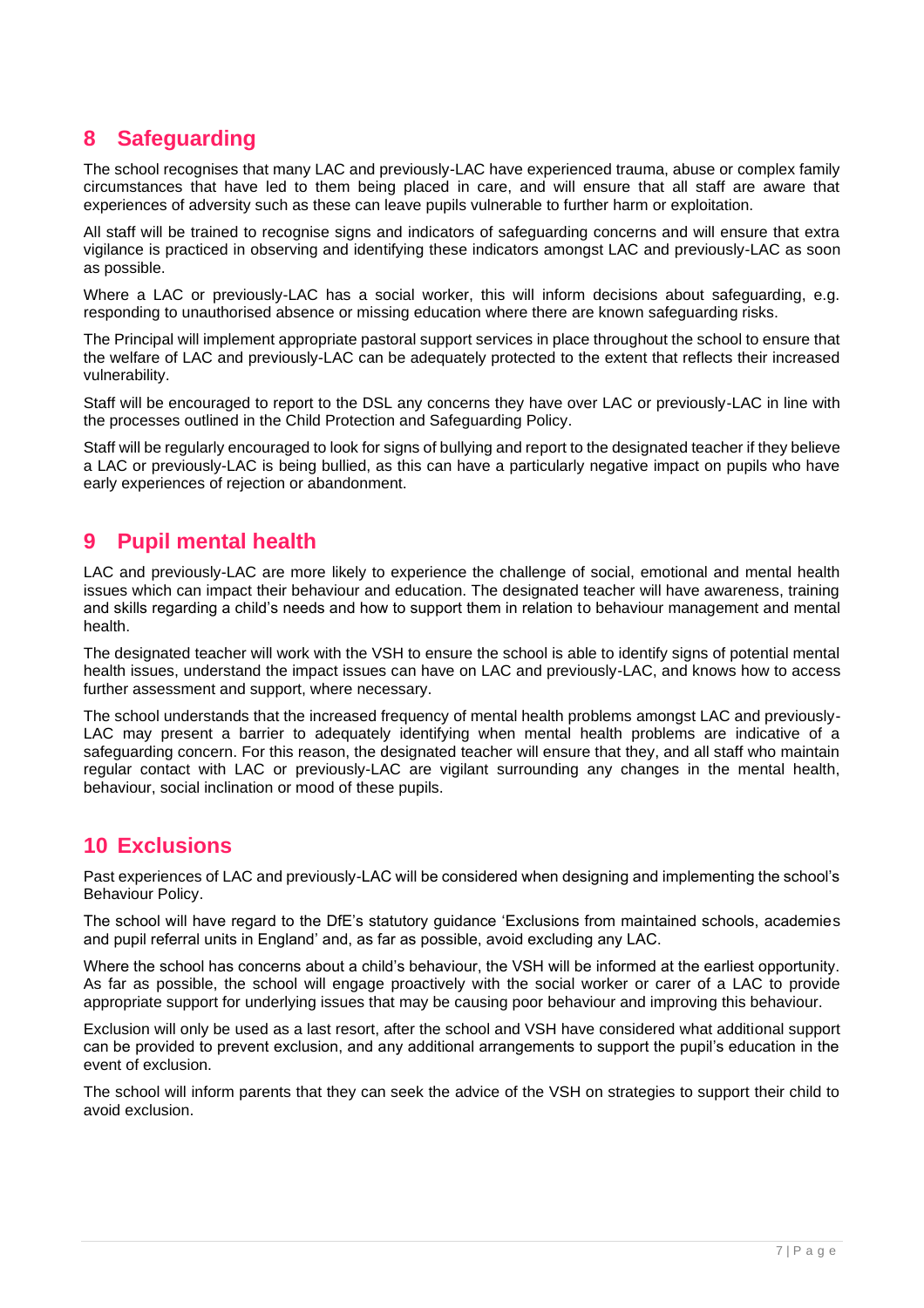## 8 Safeguarding

The school recognises that many LAC and previously-LAC have experienced trauma, abuse or complex family circumstances that have led to them being placed in care, and will ensure that all staff are aware that experiences of adversity such as these can leave pupils vulnerable to further harm or exploitation.

All staff will be trained to recognise signs and indicators of safeguarding concerns and will ensure that extra vigilance is practiced in observing and identifying these indicators amongst LAC and previously-LAC as soon as possible.

Where a LAC or previously-LAC has a social worker, this will inform decisions about safeguarding, e.g. responding to unauthorised absence or missing education where there are known safeguarding risks.

The Principal will implement appropriate pastoral support services in place throughout the school to ensure that the welfare of LAC and previously-LAC can be adequately protected to the extent that reflects their increased vulnerability.

Staff will be encouraged to report to the DSL any concerns they have over LAC or previously-LAC in line with the processes outlined in the Child Protection and Safeguarding Policy.

Staff will be regularly encouraged to look for signs of bullying and report to the designated teacher if they believe a LAC or previously-LAC is being bullied, as this can have a particularly negative impact on pupils who have early experiences of rejection or abandonment.

## 9 Pupil mental health

LAC and previously-LAC are more likely to experience the challenge of social, emotional and mental health issues which can impact their behaviour and education. The designated teacher will have awareness, training and skills regarding a child's needs and how to support them in relation to behaviour management and mental health.

The designated teacher will work with the VSH to ensure the school is able to identify signs of potential mental health issues, understand the impact issues can have on LAC and previously-LAC, and knows how to access further assessment and support, where necessary.

The school understands that the increased frequency of mental health problems amongst LAC and previously-LAC may present a barrier to adequately identifying when mental health problems are indicative of a safeguarding concern. For this reason, the designated teacher will ensure that they, and all staff who maintain regular contact with LAC or previously-LAC are vigilant surrounding any changes in the mental health, behaviour, social inclination or mood of these pupils.

## 10 Exclusions

Past experiences of LAC and previously-LAC will be considered when designing and implementing the school's Behaviour Policy.

The school will have regard to the DfE's statutory guidance 'Exclusions from maintained schools, academies and pupil referral units in England' and, as far as possible, avoid excluding any LAC.

Where the school has concerns about a child's behaviour, the VSH will be informed at the earliest opportunity. As far as possible, the school will engage proactively with the social worker or carer of a LAC to provide appropriate support for underlying issues that may be causing poor behaviour and improving this behaviour.

Exclusion will only be used as a last resort, after the school and VSH have considered what additional support can be provided to prevent exclusion, and any additional arrangements to support the pupil's education in the event of exclusion.

The school will inform parents that they can seek the advice of the VSH on strategies to support their child to avoid exclusion.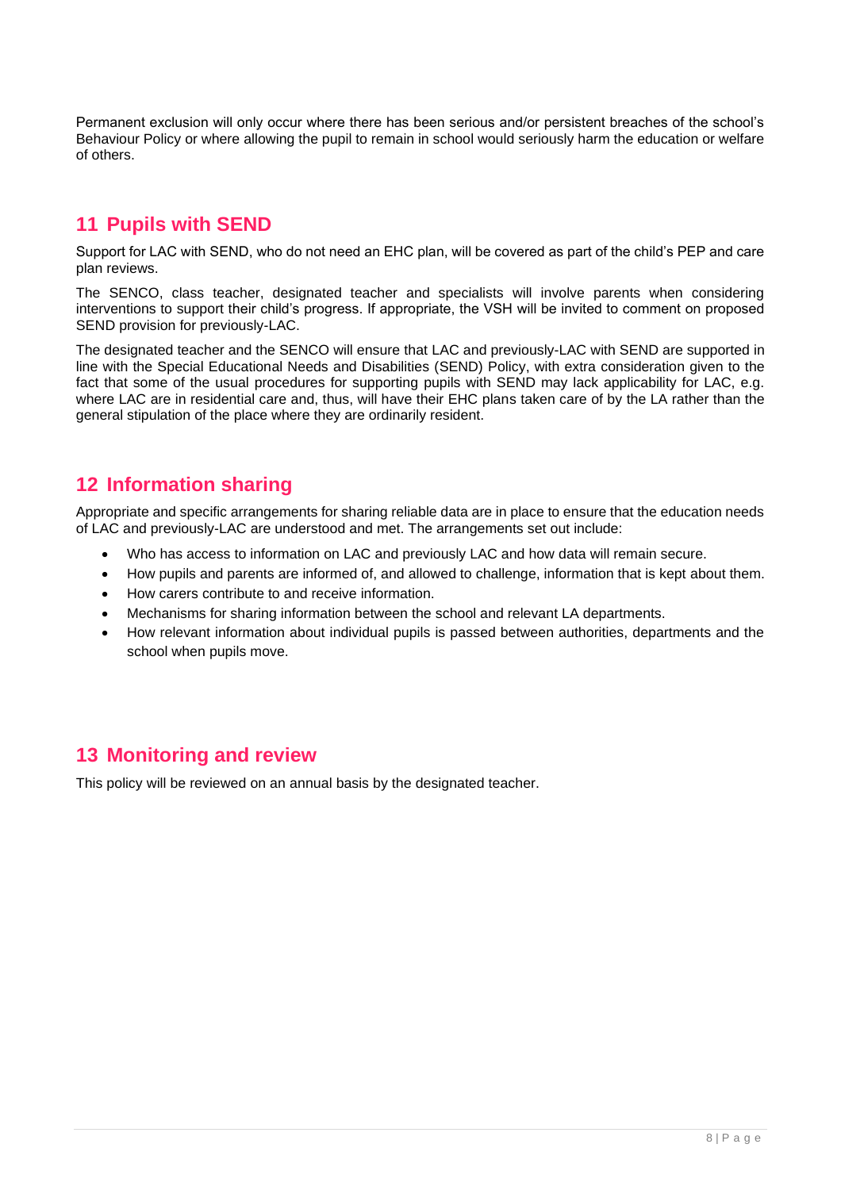Permanent exclusion will only occur where there has been serious and/or persistent breaches of the school's Behaviour Policy or where allowing the pupil to remain in school would seriously harm the education or welfare of others.

## 11 Pupils with SEND

Support for LAC with SEND, who do not need an EHC plan, will be covered as part of the child's PEP and care plan reviews.

The SENCO, class teacher, designated teacher and specialists will involve parents when considering interventions to support their child's progress. If appropriate, the VSH will be invited to comment on proposed SEND provision for previously-LAC.

The designated teacher and the SENCO will ensure that LAC and previously-LAC with SEND are supported in line with the Special Educational Needs and Disabilities (SEND) Policy, with extra consideration given to the fact that some of the usual procedures for supporting pupils with SEND may lack applicability for LAC, e.g. where LAC are in residential care and, thus, will have their EHC plans taken care of by the LA rather than the general stipulation of the place where they are ordinarily resident.

## 12 Information sharing

Appropriate and specific arrangements for sharing reliable data are in place to ensure that the education needs of LAC and previously-LAC are understood and met. The arrangements set out include:

- Who has access to information on LAC and previously LAC and how data will remain secure.
- How pupils and parents are informed of, and allowed to challenge, information that is kept about them.
- How carers contribute to and receive information.
- Mechanisms for sharing information between the school and relevant LA departments.
- How relevant information about individual pupils is passed between authorities, departments and the school when pupils move.

## 13 Monitoring and review

This policy will be reviewed on an annual basis by the designated teacher.